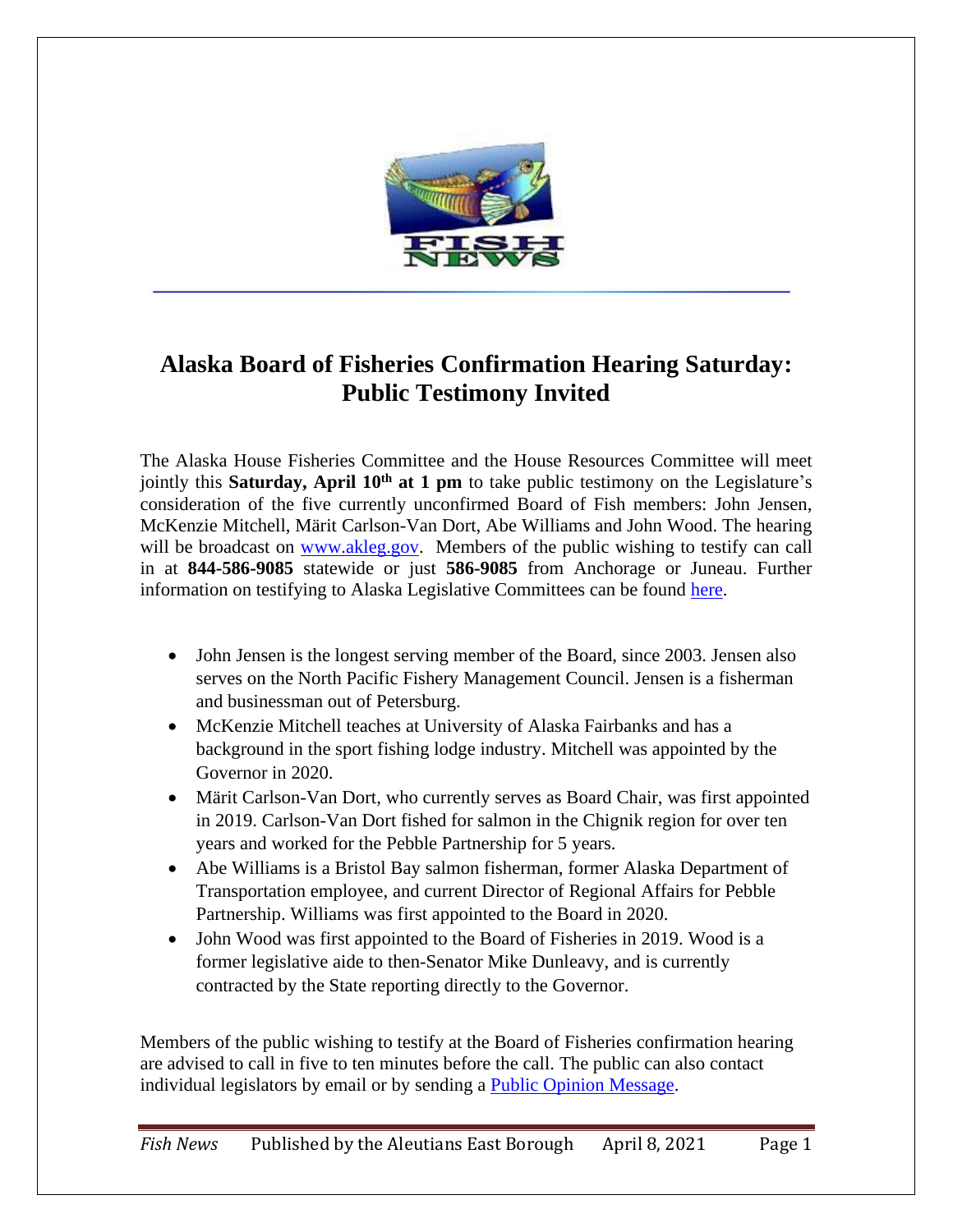# Alaska Board of Fisheries Confirmation Hearing Saturday: Public Testimony Invited

The Alaska House Fisheries Committee and the House Resources Committee will meet jointly this **Saturday, April 10th at 1 pm** to take public testimony on the Legislature's consideration of the five currently unconfirmed Board of Fish members: John Jensen, McKenzie Mitchell, Märit Carlson-Van Dort, Abe Williams and John Wood. The hearing will be broadcast on www.akleg.gov. Members of the public wishing to testify can call in at **844-586-9085** statewide or just **586-9085** from Anchorage or Juneau. Further information on testifying to Alaska Legislative Committees can be found here.

- John Jensen is the longest serving member of the Board, since 2003. Jensen also serves on the North Pacific Fishery Management Council. Jensen is a fisherman and businessman out of Petersburg.
- McKenzie Mitchell teaches at University of Alaska Fairbanks and has a background in the sport fishing lodge industry. Mitchell was appointed by the Governor in 2020.
- Märit Carlson-Van Dort, who currently serves as Board Chair, was first appointed in 2019. Carlson-Van Dort fished for salmon in the Chignik region for over ten years and worked for the Pebble Partnership for 5 years.
- Abe Williams is a Bristol Bay salmon fisherman, former Alaska Department of Transportation employee, and current Director of Regional Affairs for Pebble Partnership. Williams was first appointed to the Board in 2020.
- John Wood was first appointed to the Board of Fisheries in 2019. Wood is a former legislative aide to then-Senator Mike Dunleavy, and is currently contracted by the State reporting directly to the Governor.

Members of the public wishing to testify at the Board of Fisheries confirmation hearing are advised to call in five to ten minutes before the call. The public can also contact individual legislators by email or by sending a Public Opinion Message.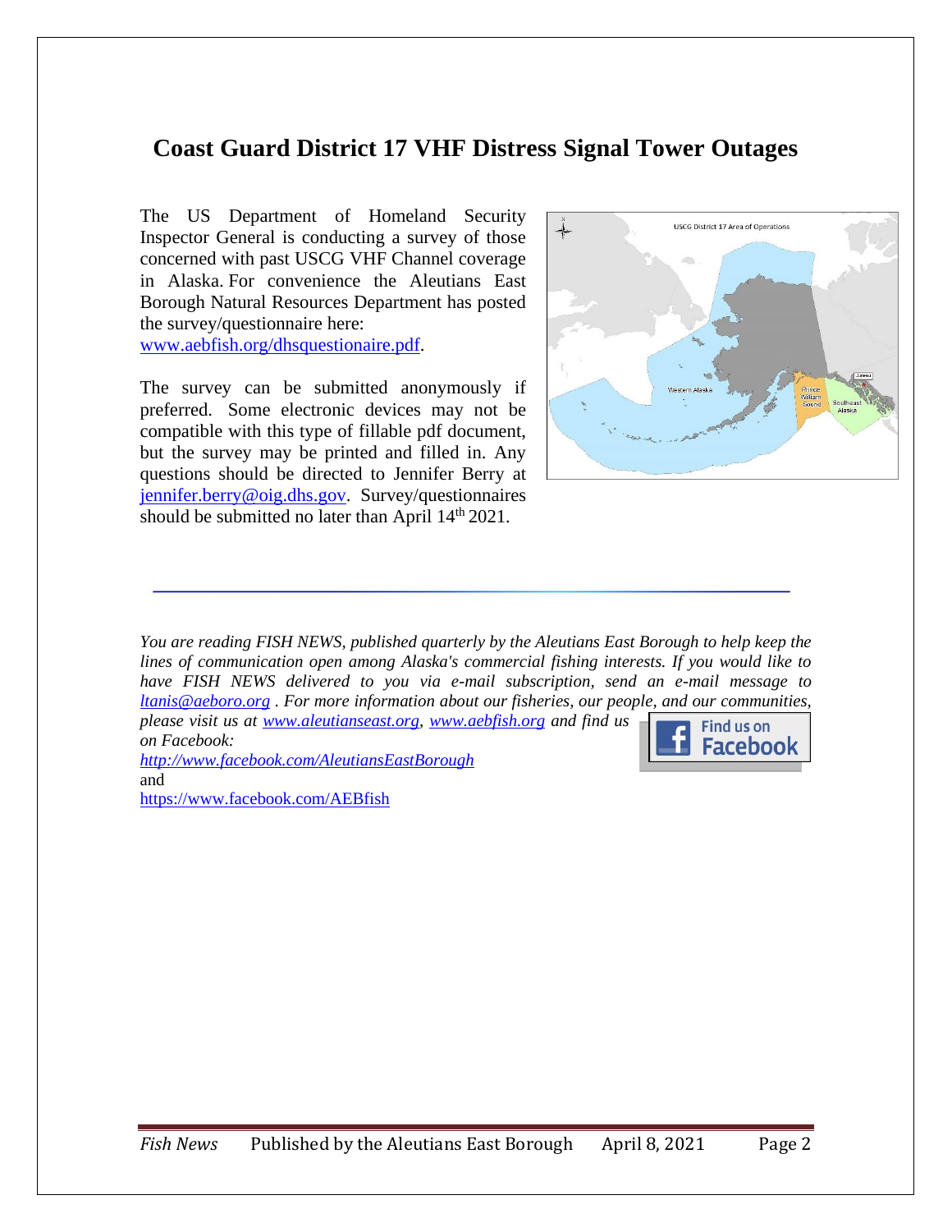## Coast Guard District 17 VHF Distress Signal Tower Outages

The US Department of Homeland Security Inspector General is conducting a survey of those concerned with past USCG VHF Channel coverage in Alaska. For convenience the Aleutians East Borough Natural Resources Department has posted the survey/questionnaire here: www.aebfish.org/dhsquestionaire.pdf.

The survey can be submitted anonymously if preferred. Some electronic devices may not be compatible with this type of fillable pdf document, but the survey may be printed and filled in. Any questions should be directed to Jennifer Berry at jennifer.berry@oig.dhs.gov. Survey/questionnaires should be submitted no later than April 14th 2021.

USCG District 17 Area of Operations

Western Alaska

Prince William Sound

Southeast Alaska

Juneau

---

*You are reading FISH NEWS, published quarterly by the Aleutians East Borough to help keep the lines of communication open among Alaska's commercial fishing interests. If you would like to have FISH NEWS delivered to you via e-mail subscription, send an e-mail message to ltanis@aeboro.org . For more information about our fisheries, our people, and our communities, please visit us at www.aleutianseast.org, www.aebfish.org and find us on Facebook:*

*http://www.facebook.com/AleutiansEastBorough*

and

https://www.facebook.com/AEBfish

Find us on Facebook